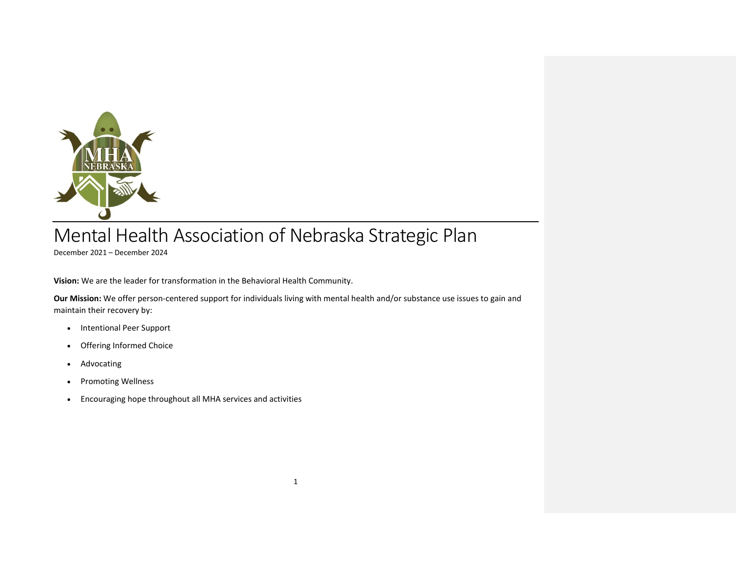# Mental Health Association of Nebraska Strategic Plan

December 2021 – December 2024

**Vision:** We are the leader for transformation in the Behavioral Health Community.

**Our Mission:** We offer person-centered support for individuals living with mental health and/or substance use issues to gain and maintain their recovery by:

- Intentional Peer Support
- Offering Informed Choice
- Advocating
- Promoting Wellness
- Encouraging hope throughout all MHA services and activities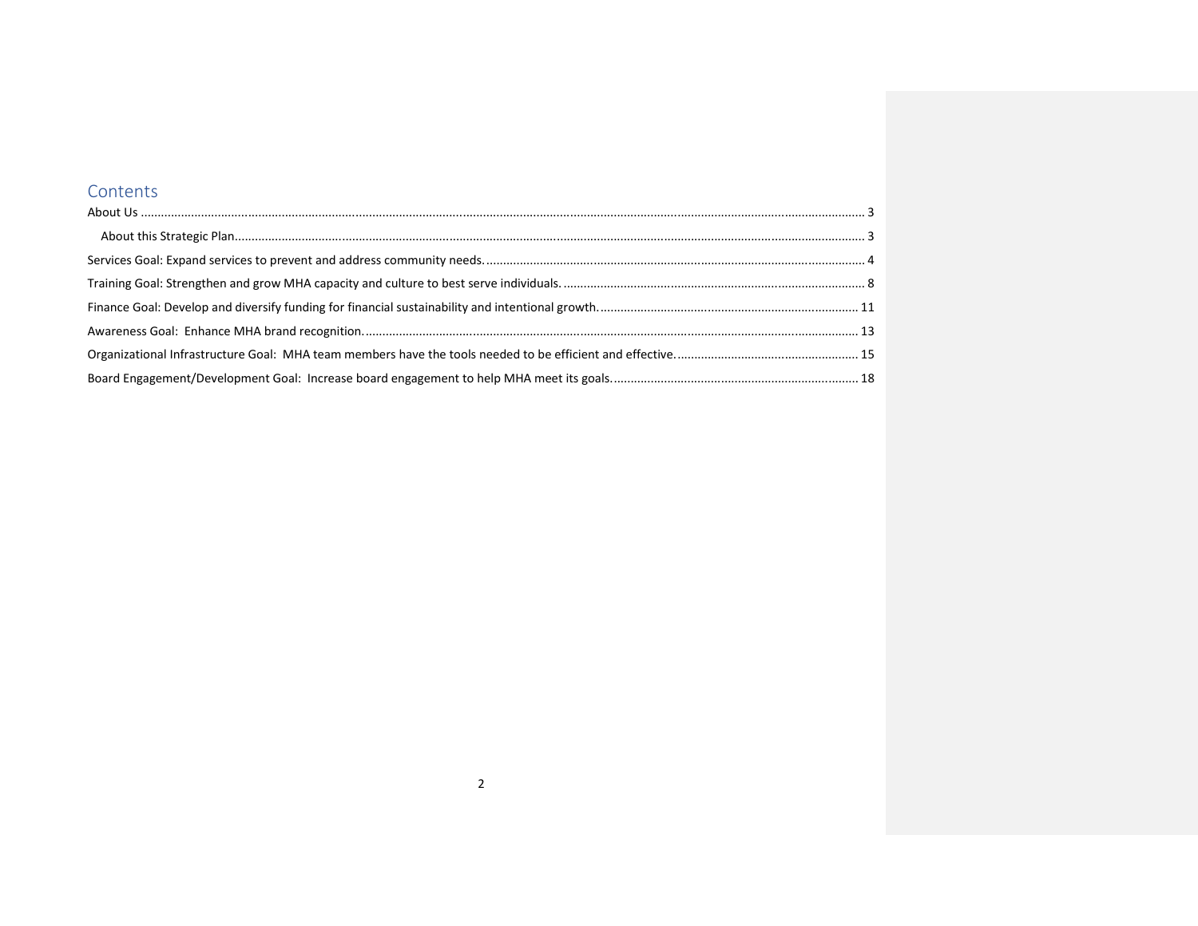## Contents

About Us ..... 3

About this Strategic Plan ..... 3

Services Goal: Expand services to prevent and address community needs. ..... 4

Training Goal: Strengthen and grow MHA capacity and culture to best serve individuals. ..... 8

Finance Goal: Develop and diversify funding for financial sustainability and intentional growth. ..... 11

Awareness Goal: Enhance MHA brand recognition. ..... 13

Organizational Infrastructure Goal: MHA team members have the tools needed to be efficient and effective. ..... 15

Board Engagement/Development Goal: Increase board engagement to help MHA meet its goals. ..... 18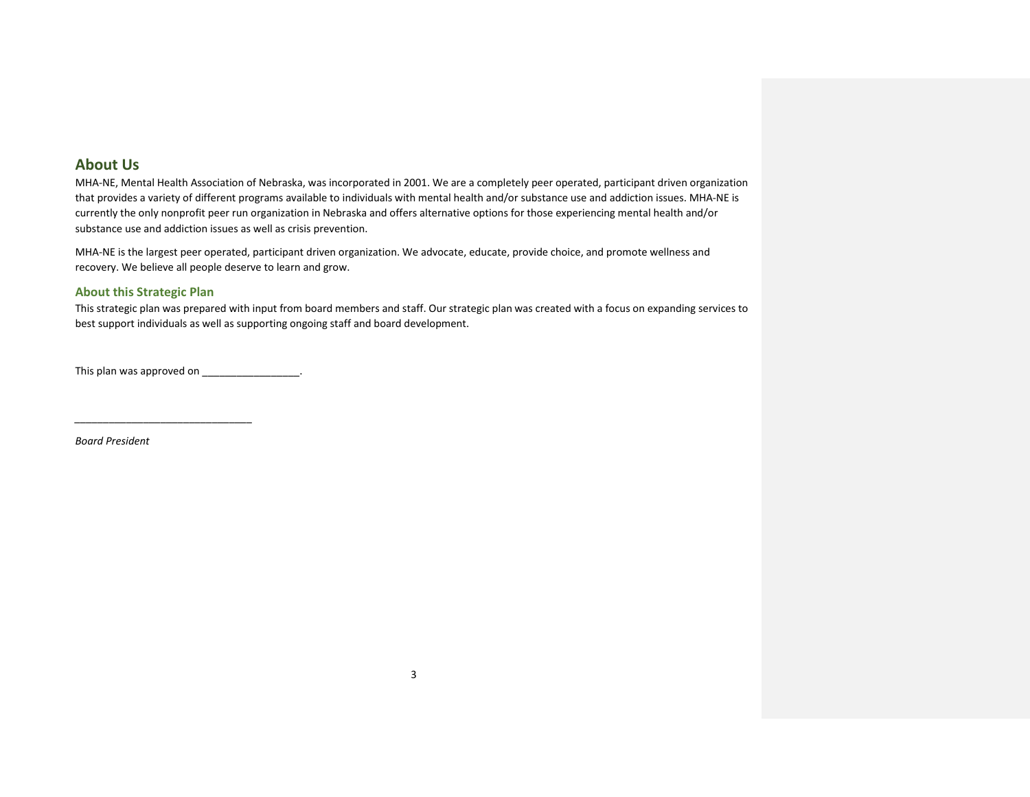## About Us

MHA-NE, Mental Health Association of Nebraska, was incorporated in 2001. We are a completely peer operated, participant driven organization that provides a variety of different programs available to individuals with mental health and/or substance use and addiction issues. MHA-NE is currently the only nonprofit peer run organization in Nebraska and offers alternative options for those experiencing mental health and/or substance use and addiction issues as well as crisis prevention.

MHA-NE is the largest peer operated, participant driven organization. We advocate, educate, provide choice, and promote wellness and recovery. We believe all people deserve to learn and grow.

### About this Strategic Plan

This strategic plan was prepared with input from board members and staff. Our strategic plan was created with a focus on expanding services to best support individuals as well as supporting ongoing staff and board development.

This plan was approved on _________________.

_______________________________

*Board President*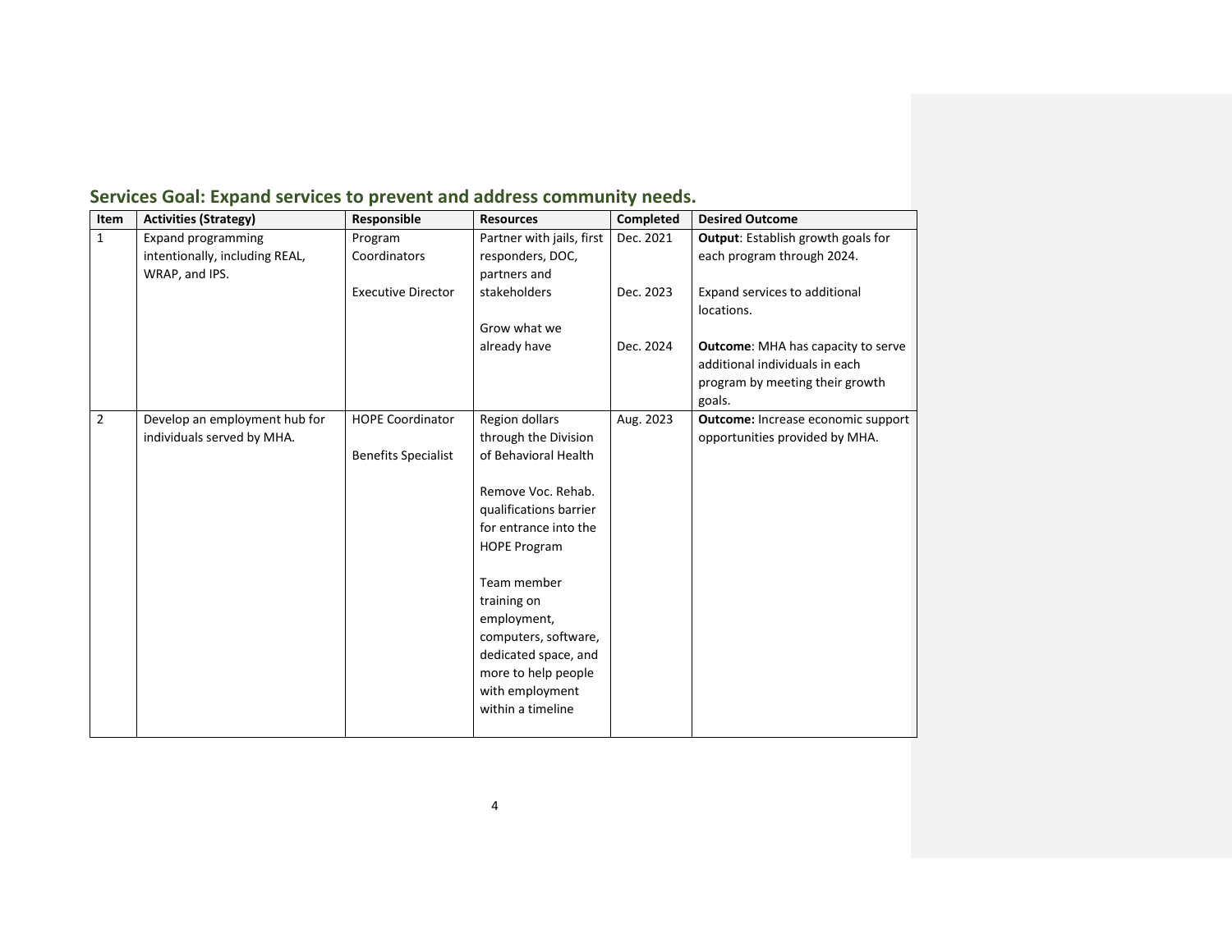## Services Goal: Expand services to prevent and address community needs.

| Item | Activities (Strategy) | Responsible | Resources | Completed | Desired Outcome |
|---|---|---|---|---|---|
| 1 | Expand programming intentionally, including REAL, WRAP, and IPS. | Program Coordinators<br><br>Executive Director | Partner with jails, first responders, DOC, partners and stakeholders<br><br>Grow what we already have | Dec. 2021<br><br>Dec. 2023<br><br>Dec. 2024 | **Output**: Establish growth goals for each program through 2024.<br><br>Expand services to additional locations.<br><br>**Outcome**: MHA has capacity to serve additional individuals in each program by meeting their growth goals. |
| 2 | Develop an employment hub for individuals served by MHA. | HOPE Coordinator<br><br>Benefits Specialist | Region dollars through the Division of Behavioral Health<br><br>Remove Voc. Rehab. qualifications barrier for entrance into the HOPE Program<br><br>Team member training on employment, computers, software, dedicated space, and more to help people with employment within a timeline | Aug. 2023 | **Outcome:** Increase economic support opportunities provided by MHA. |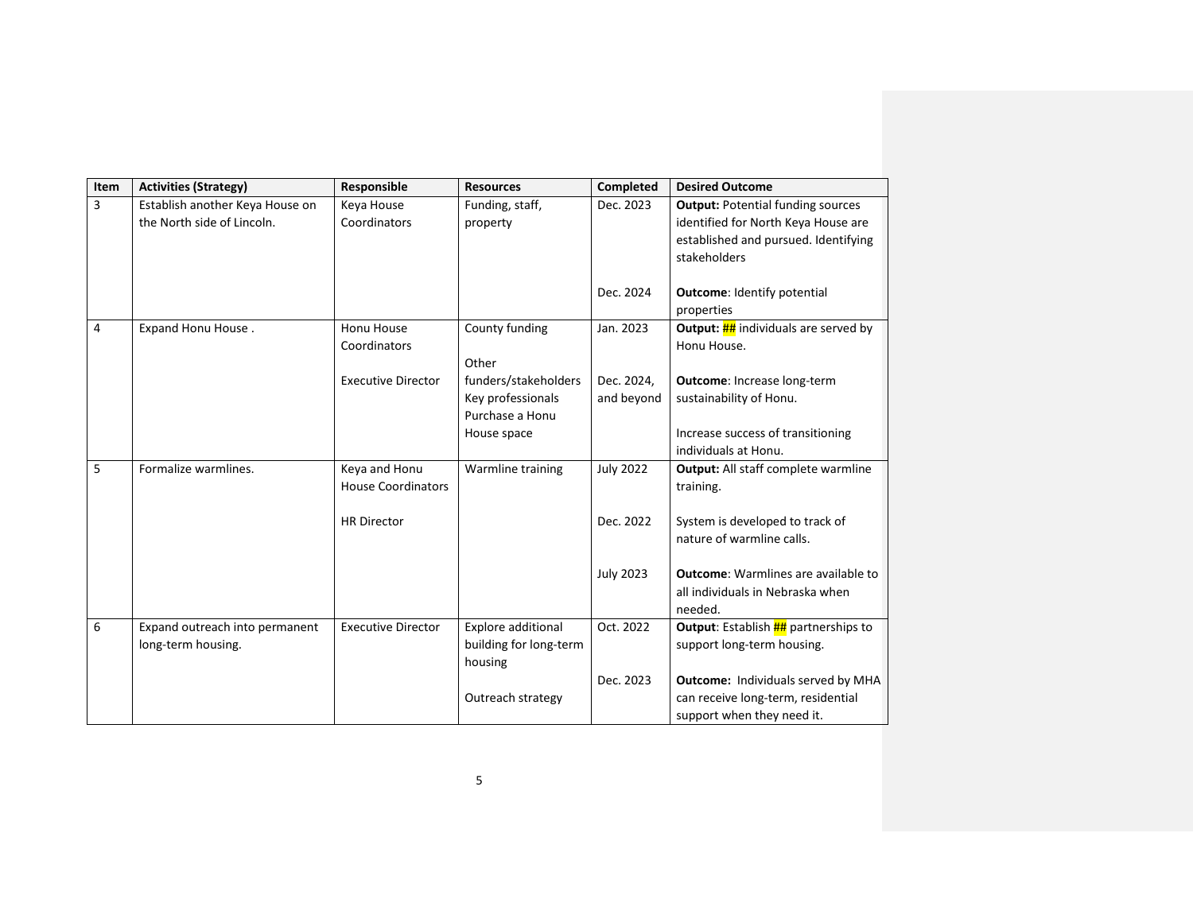| Item | Activities (Strategy) | Responsible | Resources | Completed | Desired Outcome |
|---|---|---|---|---|---|
| 3 | Establish another Keya House on the North side of Lincoln. | Keya House Coordinators | Funding, staff, property | Dec. 2023<br><br>Dec. 2024 | **Output:** Potential funding sources identified for North Keya House are established and pursued. Identifying stakeholders<br><br>**Outcome**: Identify potential properties |
| 4 | Expand Honu House . | Honu House Coordinators<br><br>Executive Director | County funding<br><br>Other funders/stakeholders<br>Key professionals<br>Purchase a Honu House space | Jan. 2023<br><br>Dec. 2024, and beyond | **Output:** ## individuals are served by Honu House.<br><br>**Outcome**: Increase long-term sustainability of Honu.<br><br>Increase success of transitioning individuals at Honu. |
| 5 | Formalize warmlines. | Keya and Honu House Coordinators<br><br>HR Director | Warmline training | July 2022<br><br>Dec. 2022<br><br>July 2023 | **Output:** All staff complete warmline training.<br><br>System is developed to track of nature of warmline calls.<br><br>**Outcome**: Warmlines are available to all individuals in Nebraska when needed. |
| 6 | Expand outreach into permanent long-term housing. | Executive Director | Explore additional building for long-term housing<br><br>Outreach strategy | Oct. 2022<br><br>Dec. 2023 | **Output**: Establish ## partnerships to support long-term housing.<br><br>**Outcome:** Individuals served by MHA can receive long-term, residential support when they need it. |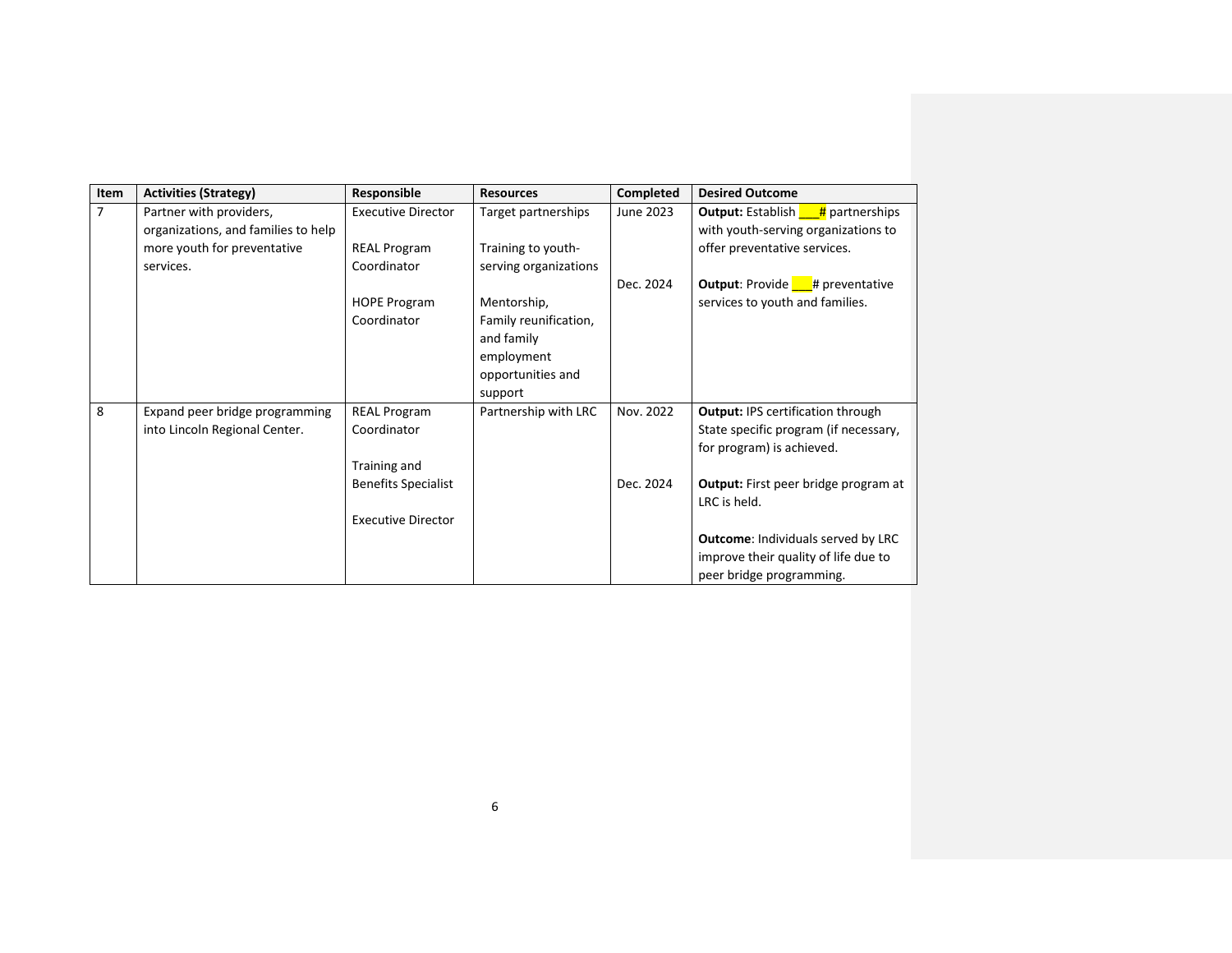| Item | Activities (Strategy) | Responsible | Resources | Completed | Desired Outcome |
|---|---|---|---|---|---|
| 7 | Partner with providers, organizations, and families to help more youth for preventative services. | Executive Director<br><br>REAL Program Coordinator<br><br>HOPE Program Coordinator | Target partnerships<br><br>Training to youth-serving organizations<br><br>Mentorship, Family reunification, and family employment opportunities and support | June 2023<br><br>Dec. 2024 | **Output:** Establish ___# partnerships with youth-serving organizations to offer preventative services.<br><br>**Output**: Provide ___# preventative services to youth and families. |
| 8 | Expand peer bridge programming into Lincoln Regional Center. | REAL Program Coordinator<br><br>Training and Benefits Specialist<br><br>Executive Director | Partnership with LRC | Nov. 2022<br><br>Dec. 2024 | **Output:** IPS certification through State specific program (if necessary, for program) is achieved.<br><br>**Output:** First peer bridge program at LRC is held.<br><br>**Outcome**: Individuals served by LRC improve their quality of life due to peer bridge programming. |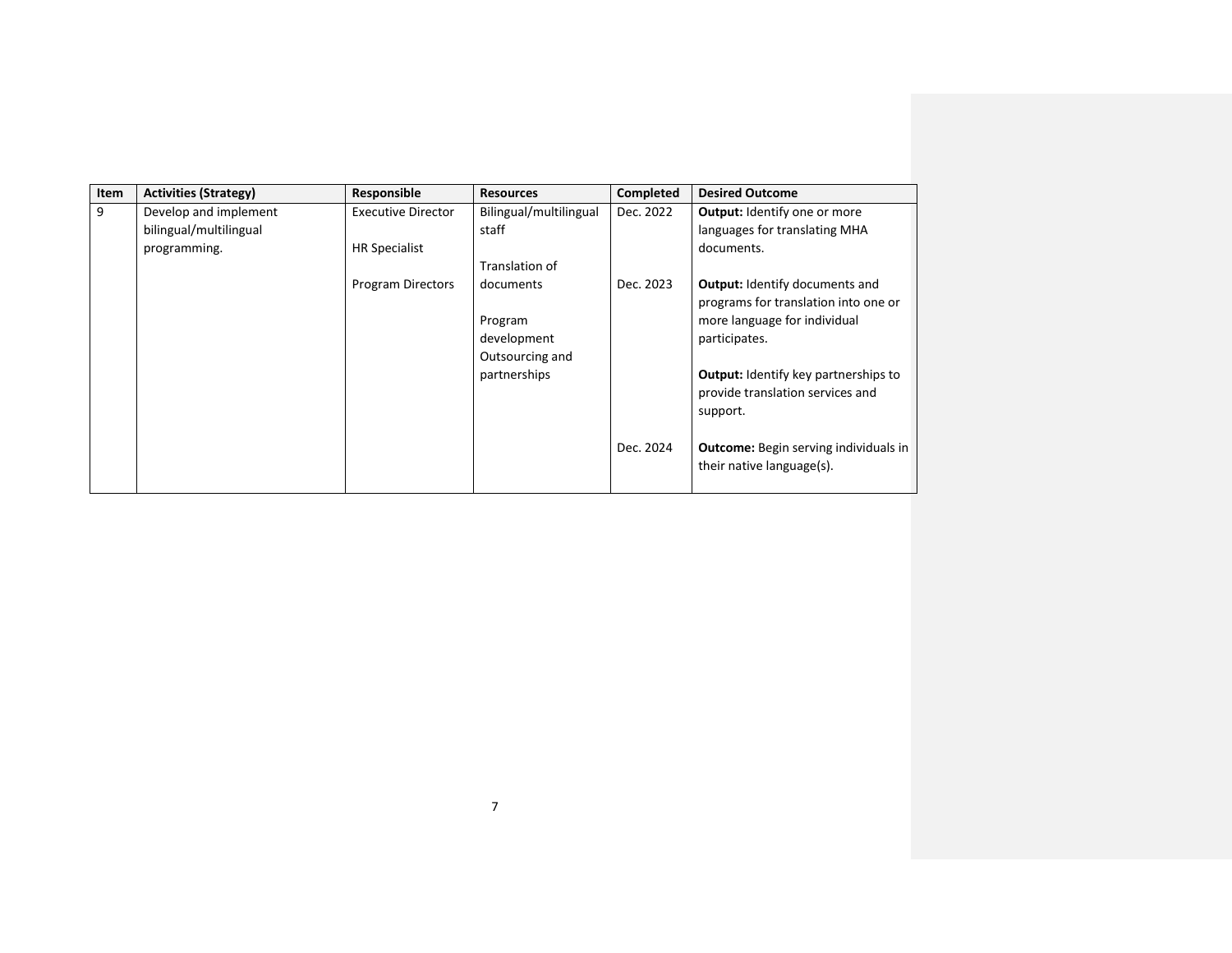| Item | Activities (Strategy) | Responsible | Resources | Completed | Desired Outcome |
|---|---|---|---|---|---|
| 9 | Develop and implement bilingual/multilingual programming. | Executive Director<br><br>HR Specialist<br><br>Program Directors | Bilingual/multilingual staff<br><br>Translation of documents<br><br>Program development<br>Outsourcing and partnerships | Dec. 2022<br><br>Dec. 2023<br><br><br><br><br><br>Dec. 2024 | **Output:** Identify one or more languages for translating MHA documents.<br><br>**Output:** Identify documents and programs for translation into one or more language for individual participates.<br><br>**Output:** Identify key partnerships to provide translation services and support.<br><br>**Outcome:** Begin serving individuals in their native language(s). |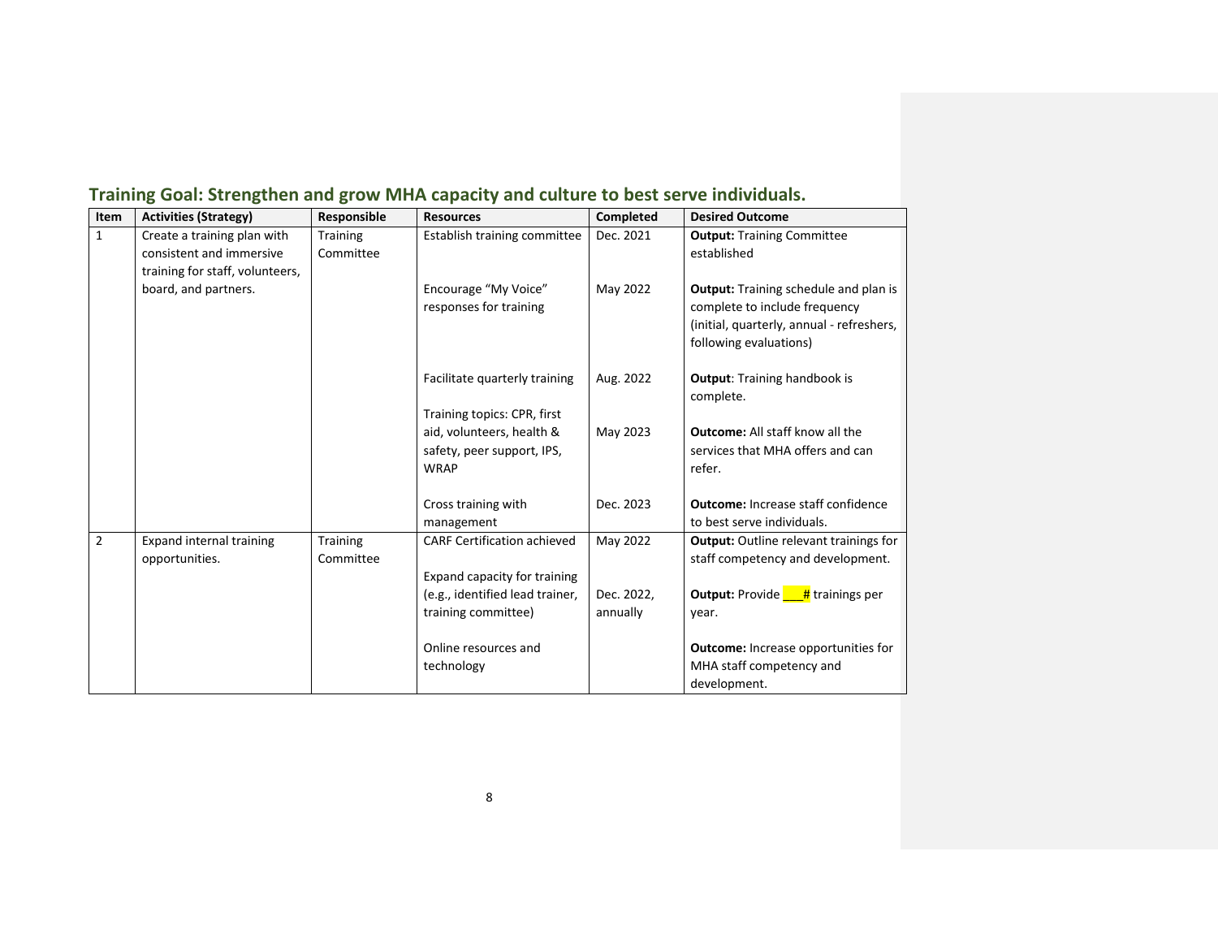## Training Goal: Strengthen and grow MHA capacity and culture to best serve individuals.

| Item | Activities (Strategy) | Responsible | Resources | Completed | Desired Outcome |
|---|---|---|---|---|---|
| 1 | Create a training plan with consistent and immersive training for staff, volunteers, board, and partners. | Training Committee | Establish training committee | Dec. 2021 | **Output:** Training Committee established |
| | | | Encourage “My Voice” responses for training | May 2022 | **Output:** Training schedule and plan is complete to include frequency (initial, quarterly, annual - refreshers, following evaluations) |
| | | | Facilitate quarterly training | Aug. 2022 | **Output**: Training handbook is complete. |
| | | | Training topics: CPR, first aid, volunteers, health & safety, peer support, IPS, WRAP | May 2023 | **Outcome:** All staff know all the services that MHA offers and can refer. |
| | | | Cross training with management | Dec. 2023 | **Outcome:** Increase staff confidence to best serve individuals. |
| 2 | Expand internal training opportunities. | Training Committee | CARF Certification achieved | May 2022 | **Output:** Outline relevant trainings for staff competency and development. |
| | | | Expand capacity for training (e.g., identified lead trainer, training committee) | Dec. 2022, annually | **Output:** Provide ___# trainings per year. |
| | | | Online resources and technology | | **Outcome:** Increase opportunities for MHA staff competency and development. |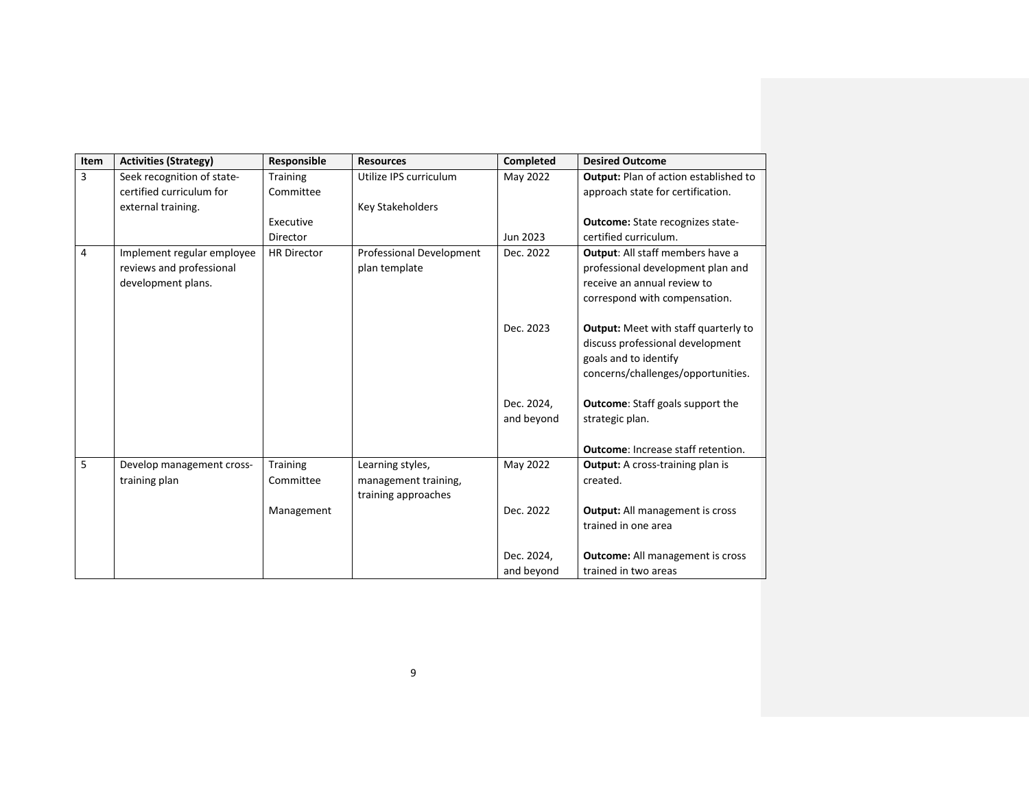| Item | Activities (Strategy) | Responsible | Resources | Completed | Desired Outcome |
| --- | --- | --- | --- | --- | --- |
| 3 | Seek recognition of state-certified curriculum for external training. | Training Committee<br><br>Executive Director | Utilize IPS curriculum<br><br>Key Stakeholders | May 2022<br><br><br><br>Jun 2023 | **Output:** Plan of action established to approach state for certification.<br><br>**Outcome:** State recognizes state-certified curriculum. |
| 4 | Implement regular employee reviews and professional development plans. | HR Director | Professional Development plan template | Dec. 2022<br><br><br><br>Dec. 2023<br><br><br><br>Dec. 2024, and beyond | **Output**: All staff members have a professional development plan and receive an annual review to correspond with compensation.<br><br>**Output:** Meet with staff quarterly to discuss professional development goals and to identify concerns/challenges/opportunities.<br><br>**Outcome**: Staff goals support the strategic plan.<br><br>**Outcome**: Increase staff retention. |
| 5 | Develop management cross-training plan | Training Committee<br><br>Management | Learning styles, management training, training approaches | May 2022<br><br>Dec. 2022<br><br><br>Dec. 2024, and beyond | **Output:** A cross-training plan is created.<br><br>**Output:** All management is cross trained in one area<br><br>**Outcome:** All management is cross trained in two areas |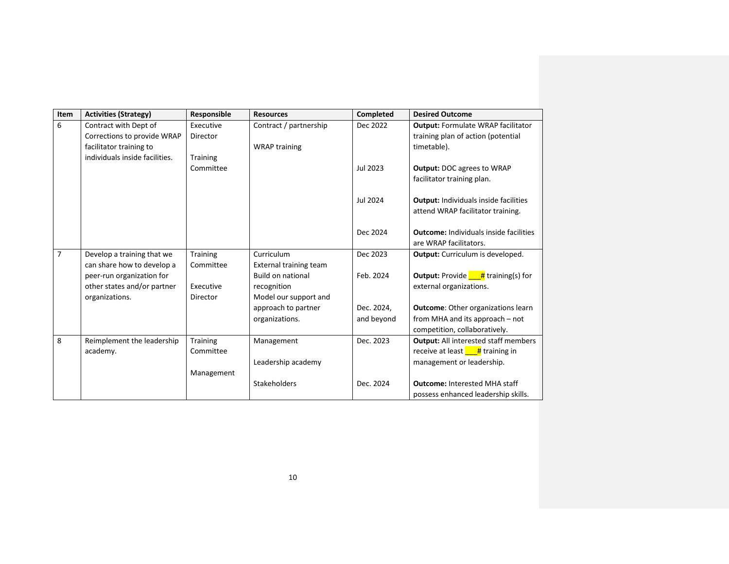| Item | Activities (Strategy) | Responsible | Resources | Completed | Desired Outcome |
|---|---|---|---|---|---|
| 6 | Contract with Dept of Corrections to provide WRAP facilitator training to individuals inside facilities. | Executive Director<br><br>Training Committee | Contract / partnership<br><br>WRAP training | Dec 2022<br><br>Jul 2023<br><br>Jul 2024<br><br>Dec 2024 | **Output:** Formulate WRAP facilitator training plan of action (potential timetable).<br><br>**Output:** DOC agrees to WRAP facilitator training plan.<br><br>**Output:** Individuals inside facilities attend WRAP facilitator training.<br><br>**Outcome:** Individuals inside facilities are WRAP facilitators. |
| 7 | Develop a training that we can share how to develop a peer-run organization for other states and/or partner organizations. | Training Committee<br><br>Executive Director | Curriculum<br>External training team<br>Build on national recognition<br>Model our support and approach to partner organizations. | Dec 2023<br><br>Feb. 2024<br><br>Dec. 2024, and beyond | **Output:** Curriculum is developed.<br><br>**Output:** Provide ___# training(s) for external organizations.<br><br>**Outcome**: Other organizations learn from MHA and its approach – not competition, collaboratively. |
| 8 | Reimplement the leadership academy. | Training Committee<br><br>Management | Management<br><br>Leadership academy<br><br>Stakeholders | Dec. 2023<br><br>Dec. 2024 | **Output:** All interested staff members receive at least ___# training in management or leadership.<br><br>**Outcome:** Interested MHA staff possess enhanced leadership skills. |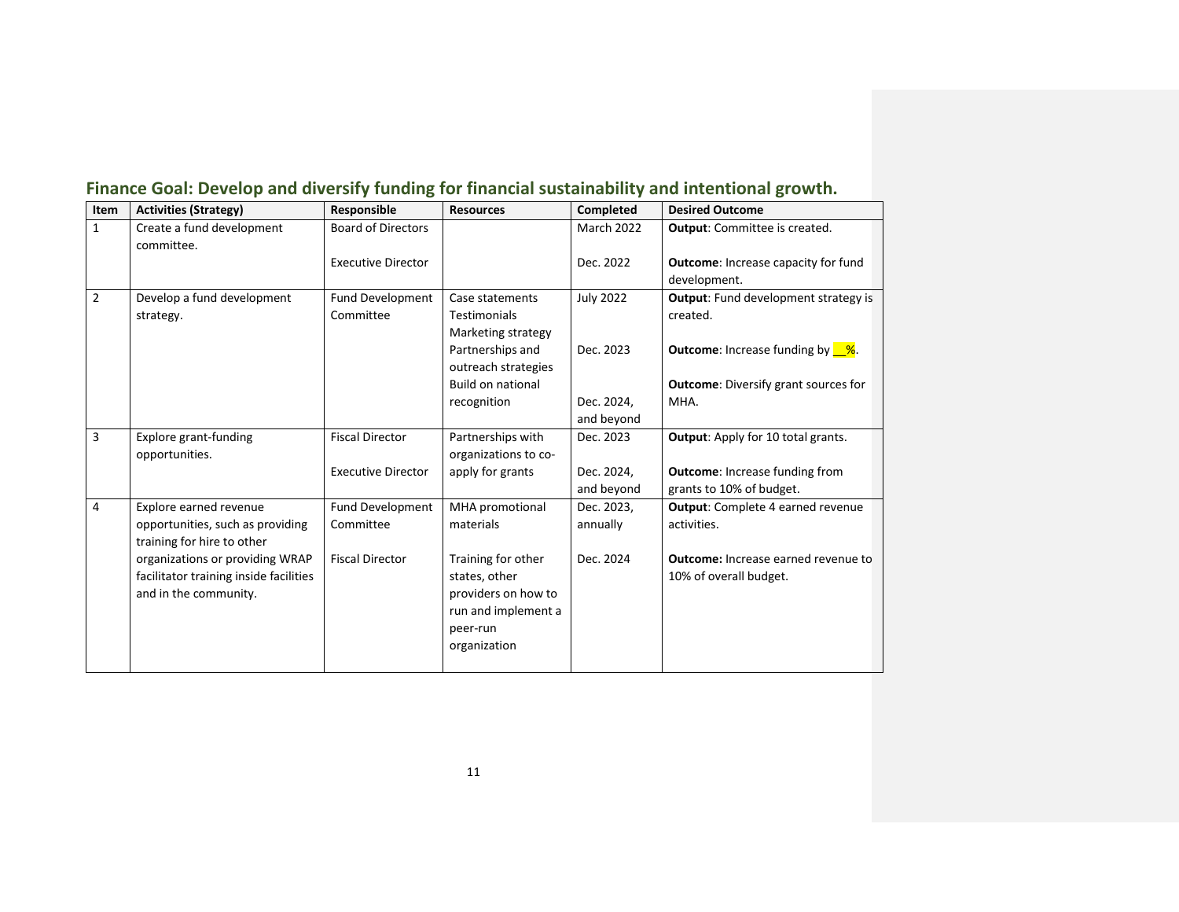## Finance Goal: Develop and diversify funding for financial sustainability and intentional growth.

| Item | Activities (Strategy) | Responsible | Resources | Completed | Desired Outcome |
|---|---|---|---|---|---|
| 1 | Create a fund development committee. | Board of Directors<br><br>Executive Director | | March 2022<br><br>Dec. 2022 | **Output**: Committee is created.<br><br>**Outcome**: Increase capacity for fund development. |
| 2 | Develop a fund development strategy. | Fund Development Committee | Case statements<br>Testimonials<br>Marketing strategy<br>Partnerships and outreach strategies<br>Build on national recognition | July 2022<br><br>Dec. 2023<br><br>Dec. 2024, and beyond | **Output**: Fund development strategy is created.<br><br>**Outcome**: Increase funding by __%.<br><br>**Outcome**: Diversify grant sources for MHA. |
| 3 | Explore grant-funding opportunities. | Fiscal Director<br><br>Executive Director | Partnerships with organizations to co-apply for grants | Dec. 2023<br><br>Dec. 2024, and beyond | **Output**: Apply for 10 total grants.<br><br>**Outcome**: Increase funding from grants to 10% of budget. |
| 4 | Explore earned revenue opportunities, such as providing training for hire to other organizations or providing WRAP facilitator training inside facilities and in the community. | Fund Development Committee<br><br>Fiscal Director | MHA promotional materials<br><br>Training for other states, other providers on how to run and implement a peer-run organization | Dec. 2023, annually<br><br>Dec. 2024 | **Output**: Complete 4 earned revenue activities.<br><br>**Outcome:** Increase earned revenue to 10% of overall budget. |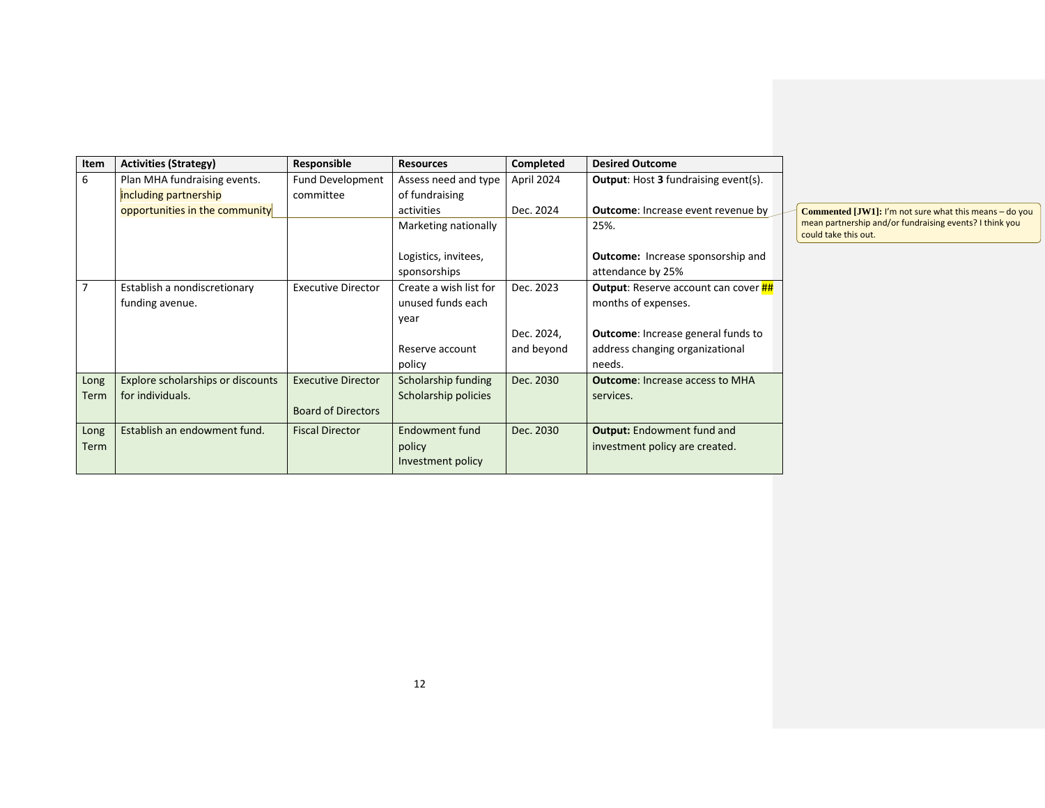| Item | Activities (Strategy) | Responsible | Resources | Completed | Desired Outcome |
|---|---|---|---|---|---|
| 6 | Plan MHA fundraising events. including partnership opportunities in the community | Fund Development committee | Assess need and type of fundraising activities<br><br>Marketing nationally<br><br>Logistics, invitees, sponsorships | April 2024<br><br>Dec. 2024 | **Output**: Host **3** fundraising event(s).<br><br>**Outcome**: Increase event revenue by 25%.<br><br>**Outcome:** Increase sponsorship and attendance by 25% |
| 7 | Establish a nondiscretionary funding avenue. | Executive Director | Create a wish list for unused funds each year<br><br>Reserve account policy | Dec. 2023<br><br>Dec. 2024, and beyond | **Output**: Reserve account can cover ## months of expenses.<br><br>**Outcome**: Increase general funds to address changing organizational needs. |
| Long Term | Explore scholarships or discounts for individuals. | Executive Director<br><br>Board of Directors | Scholarship funding<br>Scholarship policies | Dec. 2030 | **Outcome**: Increase access to MHA services. |
| Long Term | Establish an endowment fund. | Fiscal Director | Endowment fund policy<br>Investment policy | Dec. 2030 | **Output:** Endowment fund and investment policy are created. |

**Commented [JW1]:** I'm not sure what this means – do you mean partnership and/or fundraising events? I think you could take this out.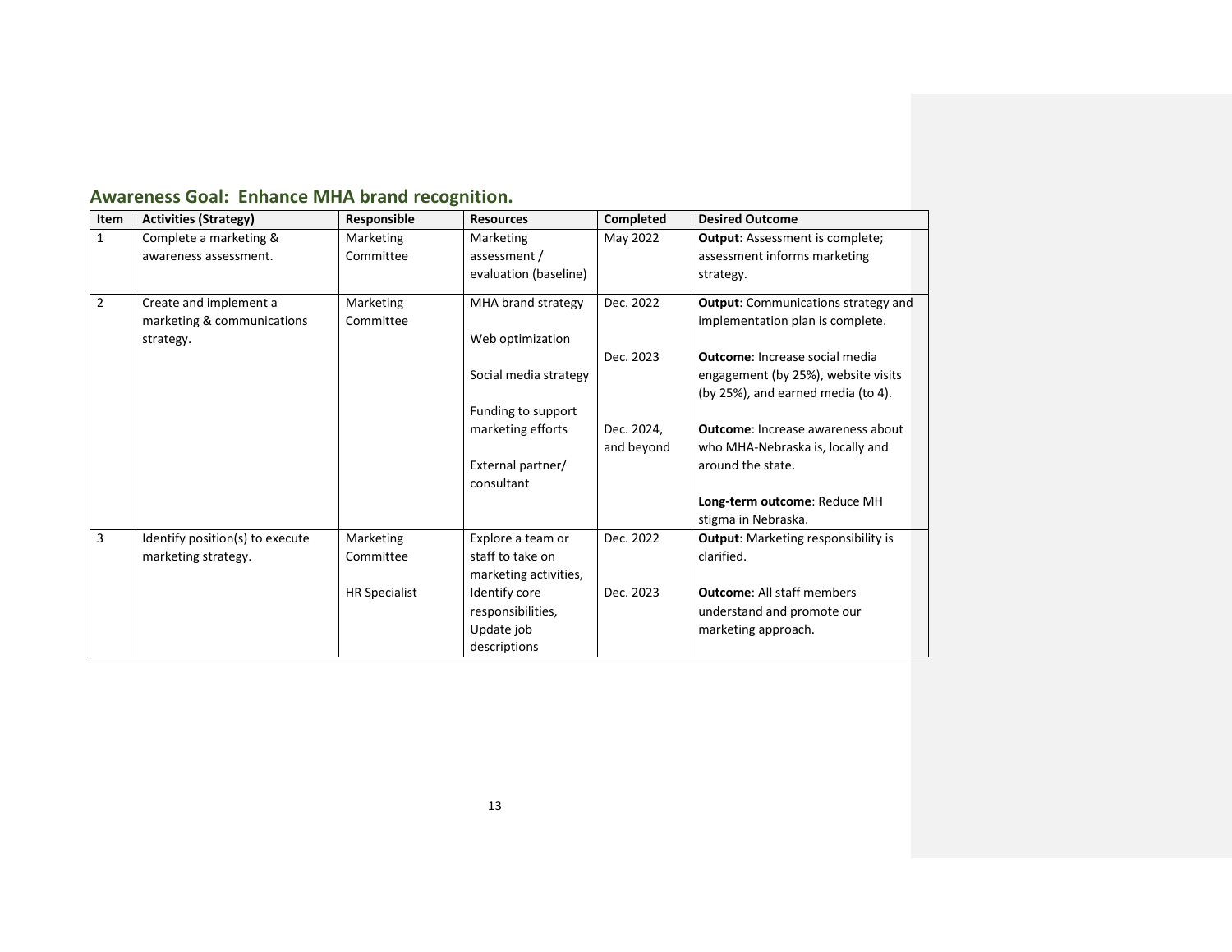## Awareness Goal: Enhance MHA brand recognition.

| Item | Activities (Strategy) | Responsible | Resources | Completed | Desired Outcome |
|---|---|---|---|---|---|
| 1 | Complete a marketing & awareness assessment. | Marketing Committee | Marketing assessment / evaluation (baseline) | May 2022 | **Output**: Assessment is complete; assessment informs marketing strategy. |
| 2 | Create and implement a marketing & communications strategy. | Marketing Committee | MHA brand strategy<br><br>Web optimization<br><br>Social media strategy<br><br>Funding to support marketing efforts<br><br>External partner/ consultant | Dec. 2022<br><br>Dec. 2023<br><br>Dec. 2024, and beyond | **Output**: Communications strategy and implementation plan is complete.<br><br>**Outcome**: Increase social media engagement (by 25%), website visits (by 25%), and earned media (to 4).<br><br>**Outcome**: Increase awareness about who MHA-Nebraska is, locally and around the state.<br><br>**Long-term outcome**: Reduce MH stigma in Nebraska. |
| 3 | Identify position(s) to execute marketing strategy. | Marketing Committee<br><br>HR Specialist | Explore a team or staff to take on marketing activities, Identify core responsibilities, Update job descriptions | Dec. 2022<br><br>Dec. 2023 | **Output**: Marketing responsibility is clarified.<br><br>**Outcome**: All staff members understand and promote our marketing approach. |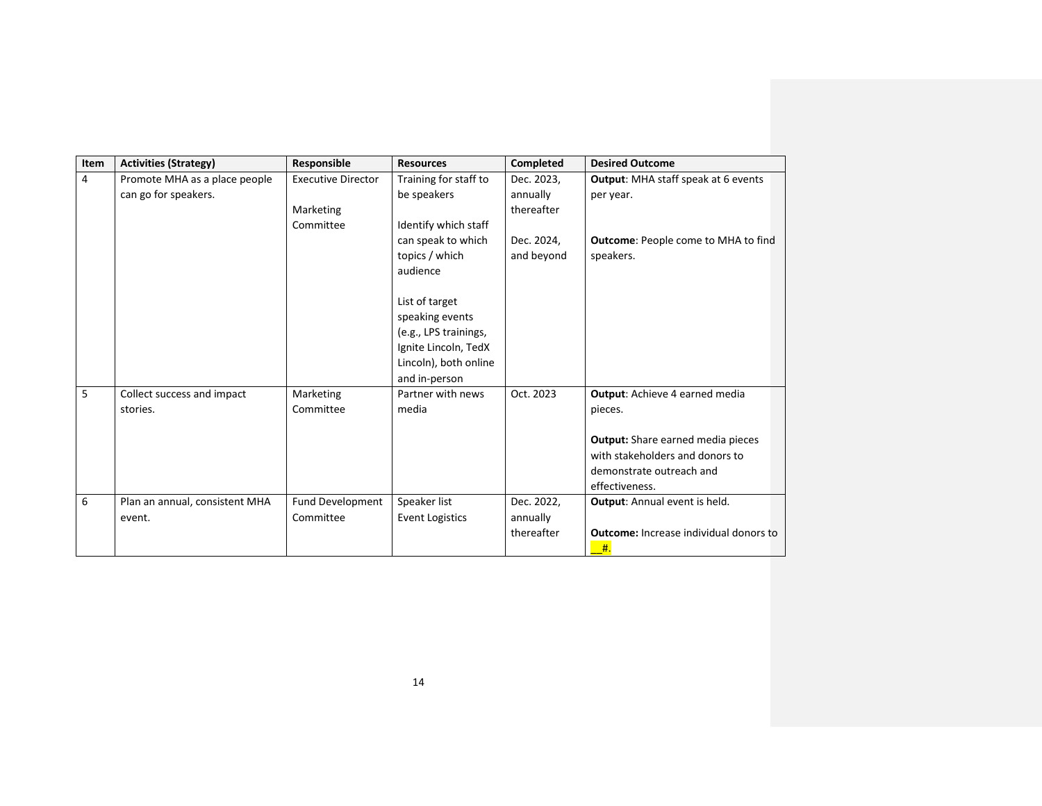| Item | Activities (Strategy) | Responsible | Resources | Completed | Desired Outcome |
|---|---|---|---|---|---|
| 4 | Promote MHA as a place people can go for speakers. | Executive Director<br><br>Marketing Committee | Training for staff to be speakers<br><br>Identify which staff can speak to which topics / which audience<br><br>List of target speaking events (e.g., LPS trainings, Ignite Lincoln, TedX Lincoln), both online and in-person | Dec. 2023, annually thereafter<br><br>Dec. 2024, and beyond | **Output**: MHA staff speak at 6 events per year.<br><br>**Outcome**: People come to MHA to find speakers. |
| 5 | Collect success and impact stories. | Marketing Committee | Partner with news media | Oct. 2023 | **Output**: Achieve 4 earned media pieces.<br><br>**Output:** Share earned media pieces with stakeholders and donors to demonstrate outreach and effectiveness. |
| 6 | Plan an annual, consistent MHA event. | Fund Development Committee | Speaker list<br>Event Logistics | Dec. 2022, annually thereafter | **Output**: Annual event is held.<br><br>**Outcome:** Increase individual donors to __#. |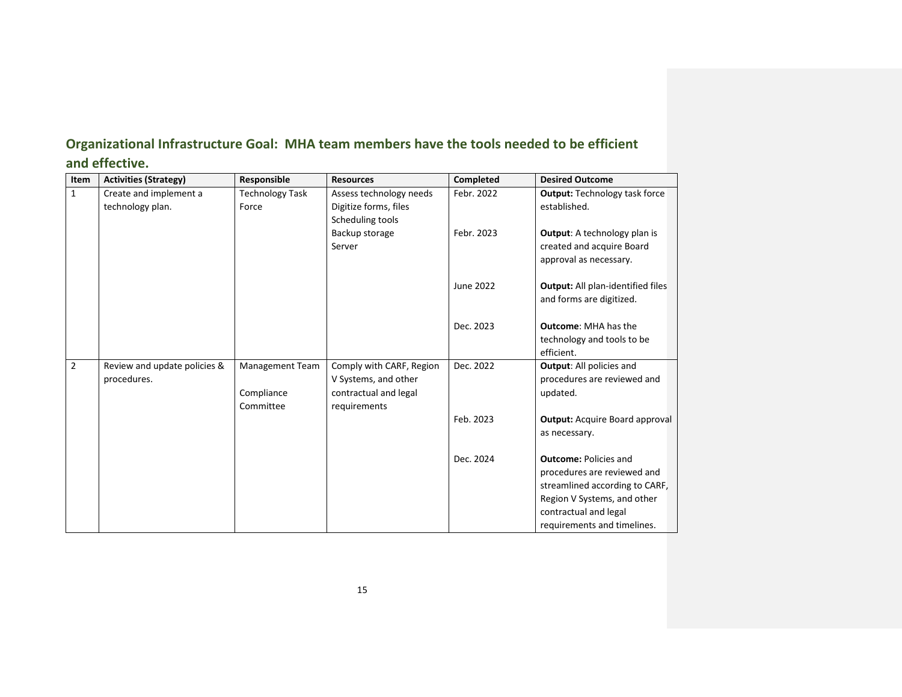## Organizational Infrastructure Goal: MHA team members have the tools needed to be efficient and effective.

| Item | Activities (Strategy) | Responsible | Resources | Completed | Desired Outcome |
|---|---|---|---|---|---|
| 1 | Create and implement a technology plan. | Technology Task Force | Assess technology needs<br>Digitize forms, files<br>Scheduling tools<br>Backup storage<br>Server | Febr. 2022<br><br>Febr. 2023<br><br>June 2022<br><br>Dec. 2023 | **Output:** Technology task force established.<br><br>**Output**: A technology plan is created and acquire Board approval as necessary.<br><br>**Output:** All plan-identified files and forms are digitized.<br><br>**Outcome**: MHA has the technology and tools to be efficient. |
| 2 | Review and update policies & procedures. | Management Team<br><br>Compliance Committee | Comply with CARF, Region V Systems, and other contractual and legal requirements | Dec. 2022<br><br>Feb. 2023<br><br>Dec. 2024 | **Output**: All policies and procedures are reviewed and updated.<br><br>**Output:** Acquire Board approval as necessary.<br><br>**Outcome:** Policies and procedures are reviewed and streamlined according to CARF, Region V Systems, and other contractual and legal requirements and timelines. |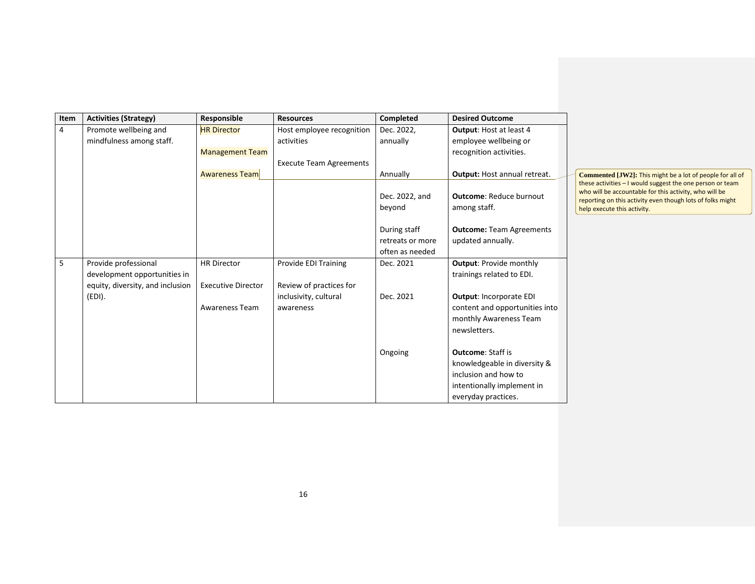| Item | Activities (Strategy) | Responsible | Resources | Completed | Desired Outcome |
|---|---|---|---|---|---|
| 4 | Promote wellbeing and mindfulness among staff. | HR Director<br><br>Management Team<br><br>Awareness Team | Host employee recognition activities<br><br>Execute Team Agreements | Dec. 2022, annually<br><br>Annually<br><br>Dec. 2022, and beyond<br><br>During staff retreats or more often as needed | **Output**: Host at least 4 employee wellbeing or recognition activities.<br><br>**Output:** Host annual retreat.<br><br>**Outcome**: Reduce burnout among staff.<br><br>**Outcome:** Team Agreements updated annually. |
| 5 | Provide professional development opportunities in equity, diversity, and inclusion (EDI). | HR Director<br><br>Executive Director<br><br>Awareness Team | Provide EDI Training<br><br>Review of practices for inclusivity, cultural awareness | Dec. 2021<br><br>Dec. 2021<br><br>Ongoing | **Output**: Provide monthly trainings related to EDI.<br><br>**Output**: Incorporate EDI content and opportunities into monthly Awareness Team newsletters.<br><br>**Outcome**: Staff is knowledgeable in diversity & inclusion and how to intentionally implement in everyday practices. |

**Commented [JW2]:** This might be a lot of people for all of these activities – I would suggest the one person or team who will be accountable for this activity, who will be reporting on this activity even though lots of folks might help execute this activity.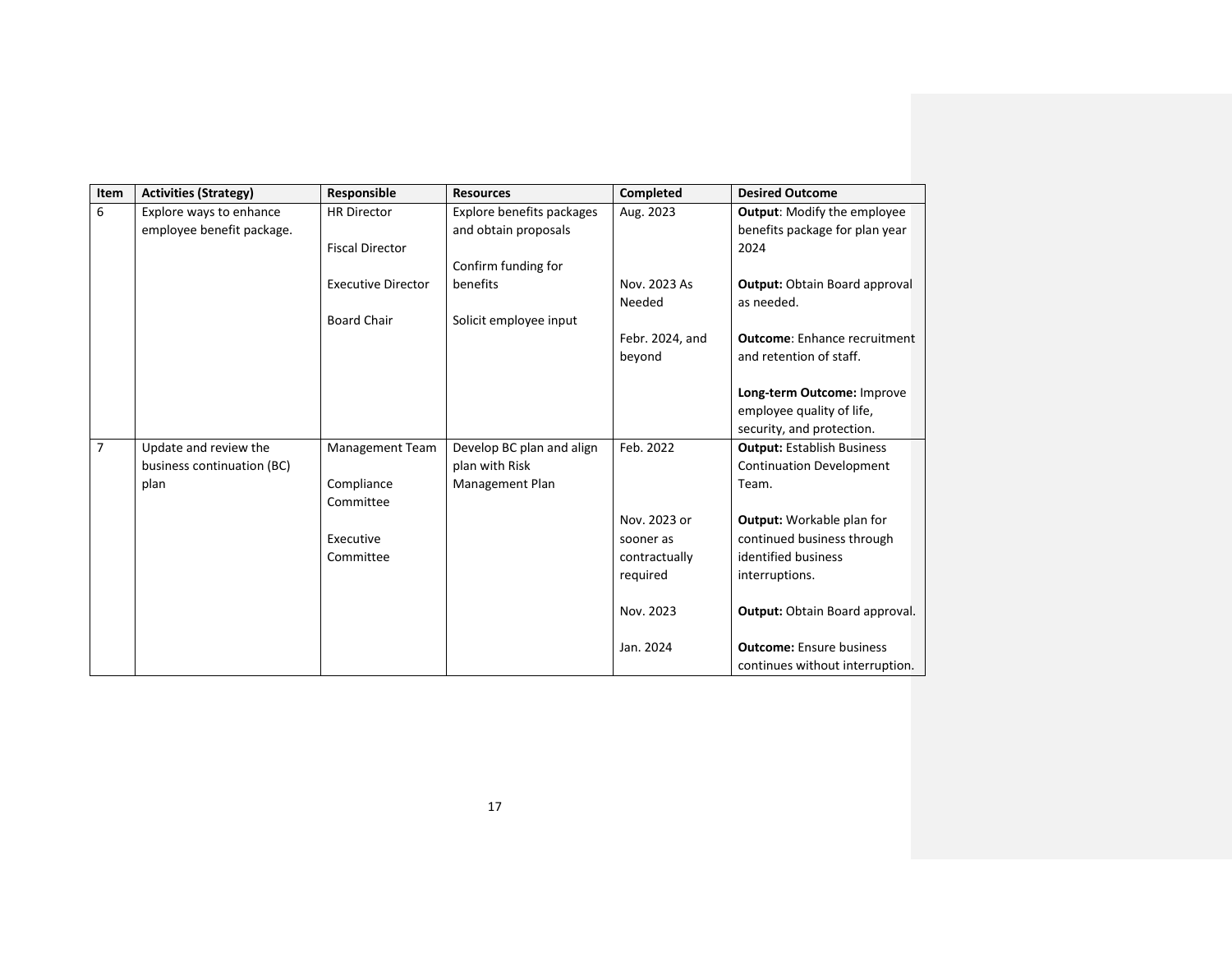| Item | Activities (Strategy) | Responsible | Resources | Completed | Desired Outcome |
|---|---|---|---|---|---|
| 6 | Explore ways to enhance employee benefit package. | HR Director<br><br>Fiscal Director<br><br>Executive Director<br><br>Board Chair | Explore benefits packages and obtain proposals<br><br>Confirm funding for benefits<br><br>Solicit employee input | Aug. 2023<br><br>Nov. 2023 As Needed<br><br>Febr. 2024, and beyond | **Output**: Modify the employee benefits package for plan year 2024<br><br>**Output:** Obtain Board approval as needed.<br><br>**Outcome**: Enhance recruitment and retention of staff.<br><br>**Long-term Outcome:** Improve employee quality of life, security, and protection. |
| 7 | Update and review the business continuation (BC) plan | Management Team<br><br>Compliance Committee<br><br>Executive Committee | Develop BC plan and align plan with Risk Management Plan | Feb. 2022<br><br>Nov. 2023 or sooner as contractually required<br><br>Nov. 2023<br><br>Jan. 2024 | **Output:** Establish Business Continuation Development Team.<br><br>**Output:** Workable plan for continued business through identified business interruptions.<br><br>**Output:** Obtain Board approval.<br><br>**Outcome:** Ensure business continues without interruption. |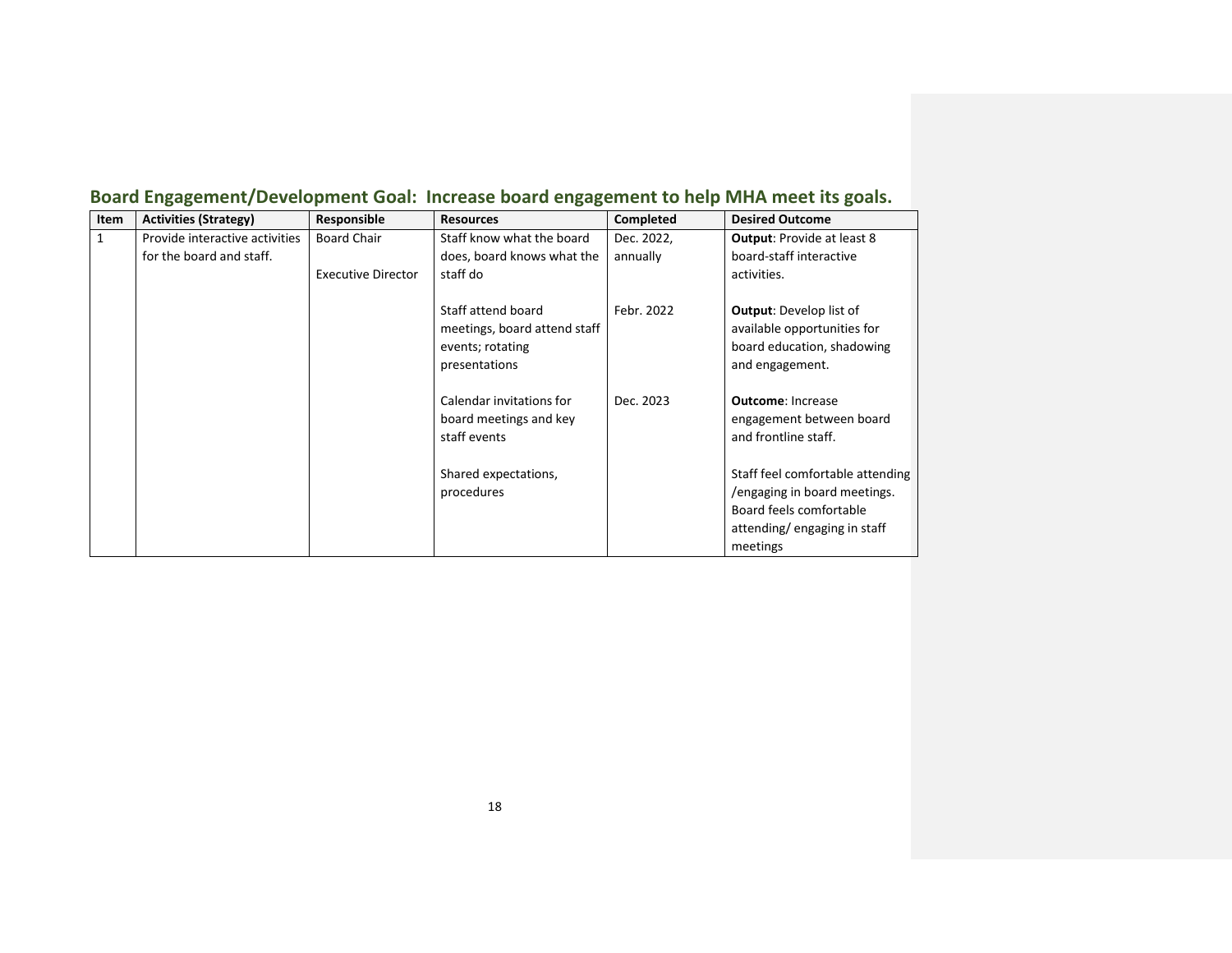## Board Engagement/Development Goal: Increase board engagement to help MHA meet its goals.

| Item | Activities (Strategy) | Responsible | Resources | Completed | Desired Outcome |
|---|---|---|---|---|---|
| 1 | Provide interactive activities for the board and staff. | Board Chair<br><br>Executive Director | Staff know what the board does, board knows what the staff do<br><br>Staff attend board meetings, board attend staff events; rotating presentations<br><br>Calendar invitations for board meetings and key staff events<br><br>Shared expectations, procedures | Dec. 2022, annually<br><br>Febr. 2022<br><br>Dec. 2023 | **Output**: Provide at least 8 board-staff interactive activities.<br><br>**Output**: Develop list of available opportunities for board education, shadowing and engagement.<br><br>**Outcome**: Increase engagement between board and frontline staff.<br><br>Staff feel comfortable attending /engaging in board meetings. Board feels comfortable attending/ engaging in staff meetings |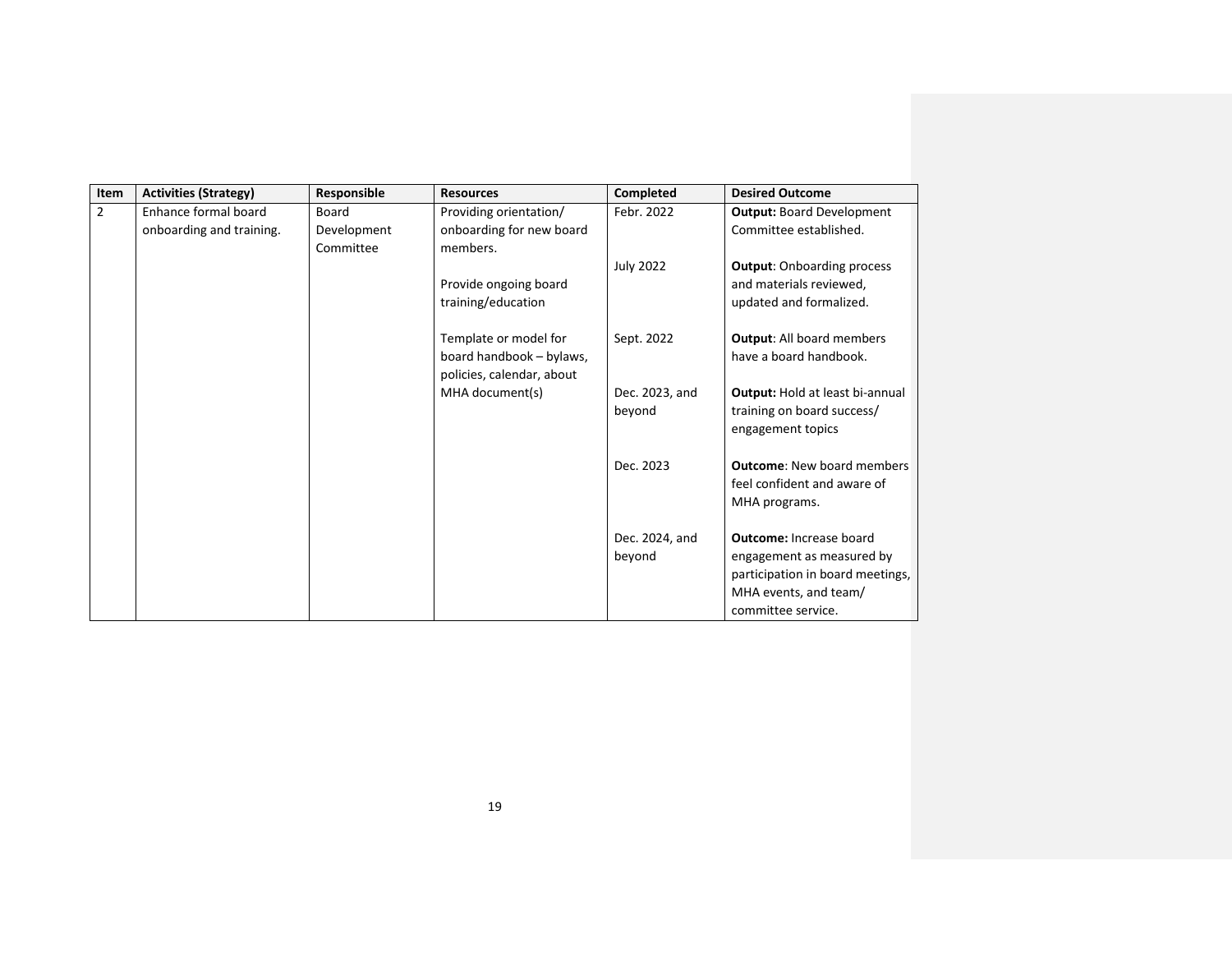| Item | Activities (Strategy) | Responsible | Resources | Completed | Desired Outcome |
|---|---|---|---|---|---|
| 2 | Enhance formal board onboarding and training. | Board Development Committee | Providing orientation/ onboarding for new board members. | Febr. 2022 | **Output:** Board Development Committee established. |
| | | | Provide ongoing board training/education | July 2022 | **Output**: Onboarding process and materials reviewed, updated and formalized. |
| | | | Template or model for board handbook – bylaws, policies, calendar, about MHA document(s) | Sept. 2022 | **Output**: All board members have a board handbook. |
| | | | | Dec. 2023, and beyond | **Output:** Hold at least bi-annual training on board success/ engagement topics |
| | | | | Dec. 2023 | **Outcome**: New board members feel confident and aware of MHA programs. |
| | | | | Dec. 2024, and beyond | **Outcome:** Increase board engagement as measured by participation in board meetings, MHA events, and team/ committee service. |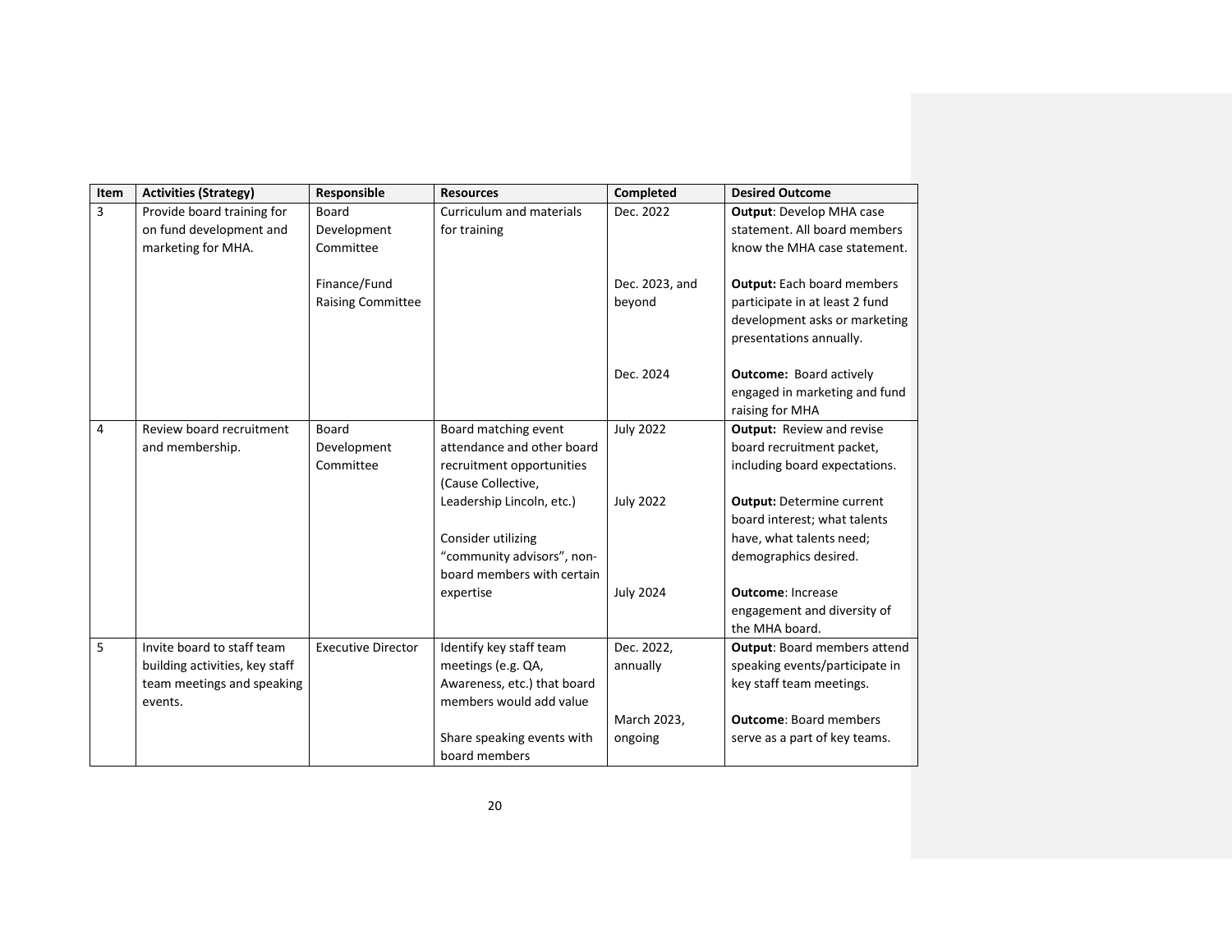| Item | Activities (Strategy) | Responsible | Resources | Completed | Desired Outcome |
|---|---|---|---|---|---|
| 3 | Provide board training for on fund development and marketing for MHA. | Board Development Committee<br><br>Finance/Fund Raising Committee | Curriculum and materials for training | Dec. 2022<br><br>Dec. 2023, and beyond<br><br>Dec. 2024 | **Output**: Develop MHA case statement. All board members know the MHA case statement.<br><br>**Output:** Each board members participate in at least 2 fund development asks or marketing presentations annually.<br><br>**Outcome:** Board actively engaged in marketing and fund raising for MHA |
| 4 | Review board recruitment and membership. | Board Development Committee | Board matching event attendance and other board recruitment opportunities (Cause Collective, Leadership Lincoln, etc.)<br><br>Consider utilizing "community advisors", non-board members with certain expertise | July 2022<br><br>July 2022<br><br>July 2024 | **Output:** Review and revise board recruitment packet, including board expectations.<br><br>**Output:** Determine current board interest; what talents have, what talents need; demographics desired.<br><br>**Outcome**: Increase engagement and diversity of the MHA board. |
| 5 | Invite board to staff team building activities, key staff team meetings and speaking events. | Executive Director | Identify key staff team meetings (e.g. QA, Awareness, etc.) that board members would add value<br><br>Share speaking events with board members | Dec. 2022, annually<br><br>March 2023, ongoing | **Output**: Board members attend speaking events/participate in key staff team meetings.<br><br>**Outcome**: Board members serve as a part of key teams. |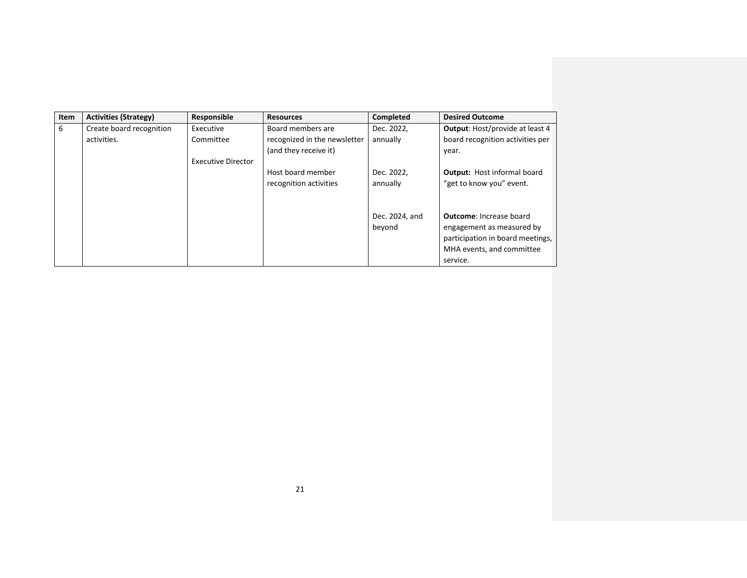| Item | Activities (Strategy) | Responsible | Resources | Completed | Desired Outcome |
|---|---|---|---|---|---|
| 6 | Create board recognition activities. | Executive Committee<br><br>Executive Director | Board members are recognized in the newsletter (and they receive it)<br><br>Host board member recognition activities | Dec. 2022, annually<br><br>Dec. 2022, annually<br><br>Dec. 2024, and beyond | **Output**: Host/provide at least 4 board recognition activities per year.<br><br>**Output:** Host informal board "get to know you" event.<br><br>**Outcome**: Increase board engagement as measured by participation in board meetings, MHA events, and committee service. |